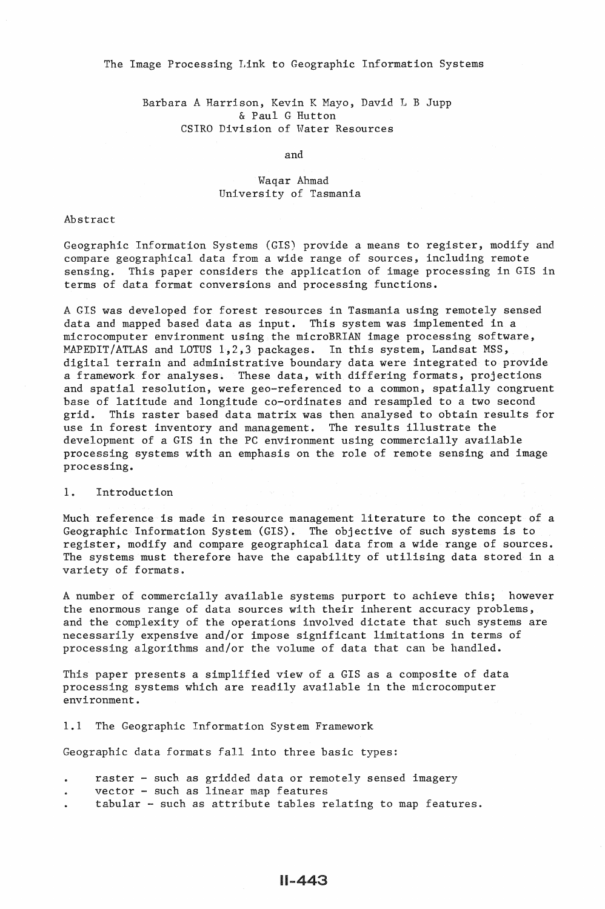# The Image Processing Link to Geographic Information Systems

Barbara A Harrison, Kevin K Mayo, David L B Jupp & Paul G Hutton
CSIRO Division of Water Resources

and

Waqar Ahmad
University of Tasmania

## Abstract

Geographic Information Systems (GIS) provide a means to register, modify and compare geographical data from a wide range of sources, including remote sensing. This paper considers the application of image processing in GIS in terms of data format conversions and processing functions.

A GIS was developed for forest resources in Tasmania using remotely sensed data and mapped based data as input. This system was implemented in a microcomputer environment using the microBRIAN image processing software, MAPEDIT/ATLAS and LOTUS 1,2,3 packages. In this system, Landsat MSS, digital terrain and administrative boundary data were integrated to provide a framework for analyses. These data, with differing formats, projections and spatial resolution, were geo-referenced to a common, spatially congruent base of latitude and longitude co-ordinates and resampled to a two second grid. This raster based data matrix was then analysed to obtain results for use in forest inventory and management. The results illustrate the development of a GIS in the PC environment using commercially available processing systems with an emphasis on the role of remote sensing and image processing.

## 1. Introduction

Much reference is made in resource management literature to the concept of a Geographic Information System (GIS). The objective of such systems is to register, modify and compare geographical data from a wide range of sources. The systems must therefore have the capability of utilising data stored in a variety of formats.

A number of commercially available systems purport to achieve this; however the enormous range of data sources with their inherent accuracy problems, and the complexity of the operations involved dictate that such systems are necessarily expensive and/or impose significant limitations in terms of processing algorithms and/or the volume of data that can be handled.

This paper presents a simplified view of a GIS as a composite of data processing systems which are readily available in the microcomputer environment.

### 1.1 The Geographic Information System Framework

Geographic data formats fall into three basic types:

- raster - such as gridded data or remotely sensed imagery
- vector - such as linear map features
- tabular - such as attribute tables relating to map features.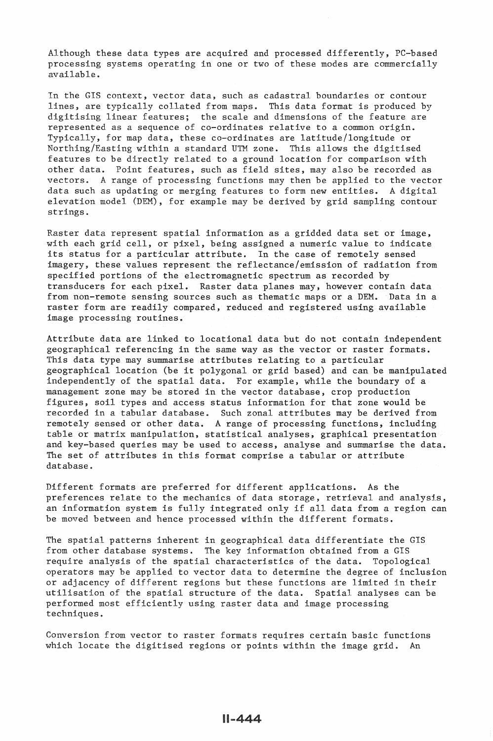Although these data types are acquired and processed differently, PC-based processing systems operating in one or two of these modes are commercially available.

In the GIS context, vector data, such as cadastral boundaries or contour lines, are typically collated from maps. This data format is produced by digitising linear features; the scale and dimensions of the feature are represented as a sequence of co-ordinates relative to a common origin. Typically, for map data, these co-ordinates are latitude/longitude or Northing/Easting within a standard UTM zone. This allows the digitised features to be directly related to a ground location for comparison with other data. Point features, such as field sites, may also be recorded as vectors. A range of processing functions may then be applied to the vector data such as updating or merging features to form new entities. A digital elevation model (DEM), for example may be derived by grid sampling contour strings.

Raster data represent spatial information as a gridded data set or image, with each grid cell, or pixel, being assigned a numeric value to indicate its status for a particular attribute. In the case of remotely sensed imagery, these values represent the reflectance/emission of radiation from specified portions of the electromagnetic spectrum as recorded by transducers for each pixel. Raster data planes may, however contain data from non-remote sensing sources such as thematic maps or a DEM. Data in a raster form are readily compared, reduced and registered using available image processing routines.

Attribute data are linked to locational data but do not contain independent geographical referencing in the same way as the vector or raster formats. This data type may summarise attributes relating to a particular geographical location (be it polygonal or grid based) and can be manipulated independently of the spatial data. For example, while the boundary of a management zone may be stored in the vector database, crop production figures, soil types and access status information for that zone would be recorded in a tabular database. Such zonal attributes may be derived from remotely sensed or other data. A range of processing functions, including table or matrix manipulation, statistical analyses, graphical presentation and key-based queries may be used to access, analyse and summarise the data. The set of attributes in this format comprise a tabular or attribute database.

Different formats are preferred for different applications. As the preferences relate to the mechanics of data storage, retrieval and analysis, an information system is fully integrated only if all data from a region can be moved between and hence processed within the different formats.

The spatial patterns inherent in geographical data differentiate the GIS from other database systems. The key information obtained from a GIS require analysis of the spatial characteristics of the data. Topological operators may be applied to vector data to determine the degree of inclusion or adjacency of different regions but these functions are limited in their utilisation of the spatial structure of the data. Spatial analyses can be performed most efficiently using raster data and image processing techniques.

Conversion from vector to raster formats requires certain basic functions which locate the digitised regions or points within the image grid. An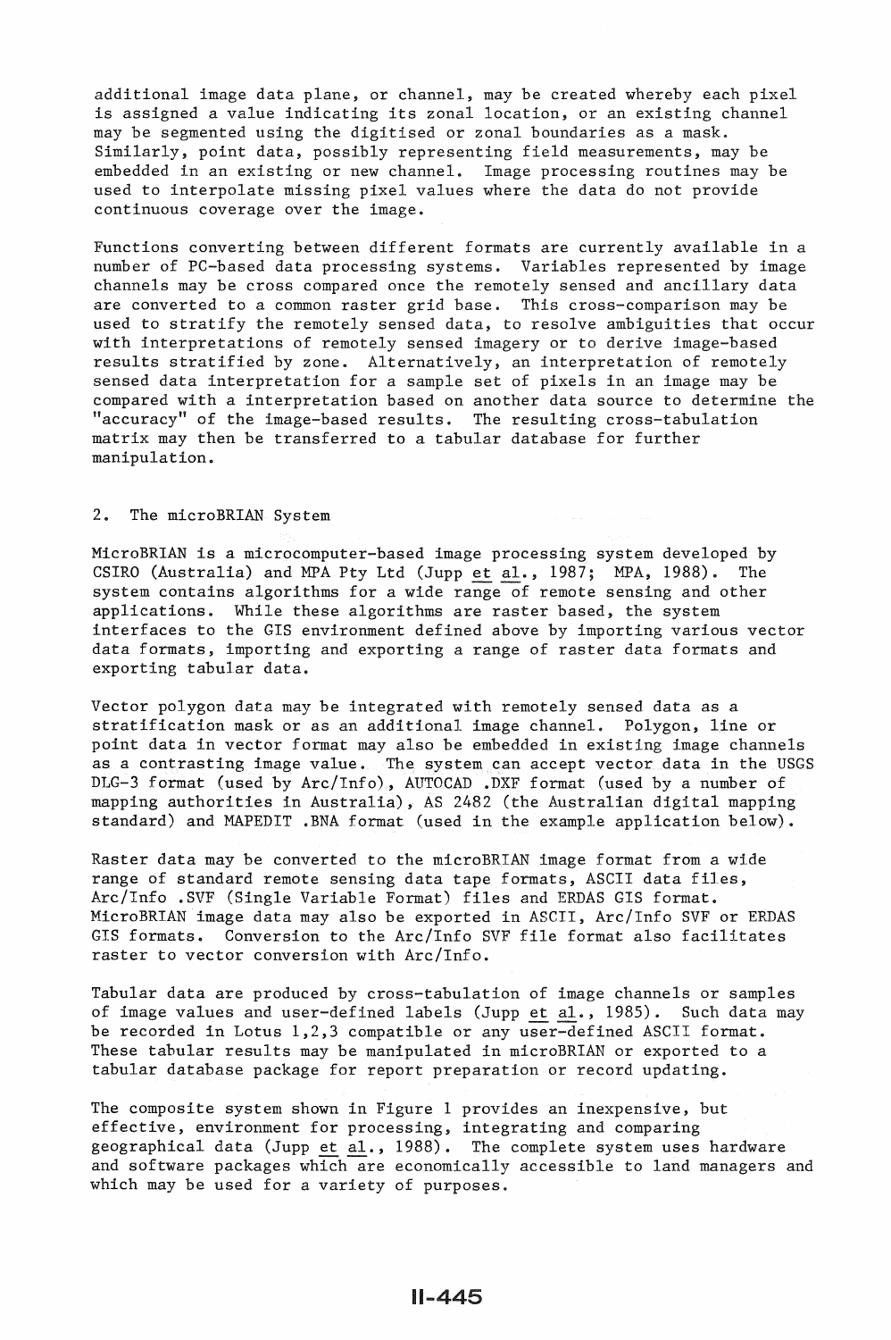additional image data plane, or channel, may be created whereby each pixel is assigned a value indicating its zonal location, or an existing channel may be segmented using the digitised or zonal boundaries as a mask. Similarly, point data, possibly representing field measurements, may be embedded in an existing or new channel. Image processing routines may be used to interpolate missing pixel values where the data do not provide continuous coverage over the image.

Functions converting between different formats are currently available in a number of PC-based data processing systems. Variables represented by image channels may be cross compared once the remotely sensed and ancillary data are converted to a common raster grid base. This cross-comparison may be used to stratify the remotely sensed data, to resolve ambiguities that occur with interpretations of remotely sensed imagery or to derive image-based results stratified by zone. Alternatively, an interpretation of remotely sensed data interpretation for a sample set of pixels in an image may be compared with a interpretation based on another data source to determine the "accuracy" of the image-based results. The resulting cross-tabulation matrix may then be transferred to a tabular database for further manipulation.

## 2. The microBRIAN System

MicroBRIAN is a microcomputer-based image processing system developed by CSIRO (Australia) and MPA Pty Ltd (Jupp et al., 1987; MPA, 1988). The system contains algorithms for a wide range of remote sensing and other applications. While these algorithms are raster based, the system interfaces to the GIS environment defined above by importing various vector data formats, importing and exporting a range of raster data formats and exporting tabular data.

Vector polygon data may be integrated with remotely sensed data as a stratification mask or as an additional image channel. Polygon, line or point data in vector format may also be embedded in existing image channels as a contrasting image value. The system can accept vector data in the USGS DLG-3 format (used by Arc/Info), AUTOCAD .DXF format (used by a number of mapping authorities in Australia), AS 2482 (the Australian digital mapping standard) and MAPEDIT .BNA format (used in the example application below).

Raster data may be converted to the microBRIAN image format from a wide range of standard remote sensing data tape formats, ASCII data files, Arc/Info .SVF (Single Variable Format) files and ERDAS GIS format. MicroBRIAN image data may also be exported in ASCII, Arc/Info SVF or ERDAS GIS formats. Conversion to the Arc/Info SVF file format also facilitates raster to vector conversion with Arc/Info.

Tabular data are produced by cross-tabulation of image channels or samples of image values and user-defined labels (Jupp et al., 1985). Such data may be recorded in Lotus 1,2,3 compatible or any user-defined ASCII format. These tabular results may be manipulated in microBRIAN or exported to a tabular database package for report preparation or record updating.

The composite system shown in Figure 1 provides an inexpensive, but effective, environment for processing, integrating and comparing geographical data (Jupp et al., 1988). The complete system uses hardware and software packages which are economically accessible to land managers and which may be used for a variety of purposes.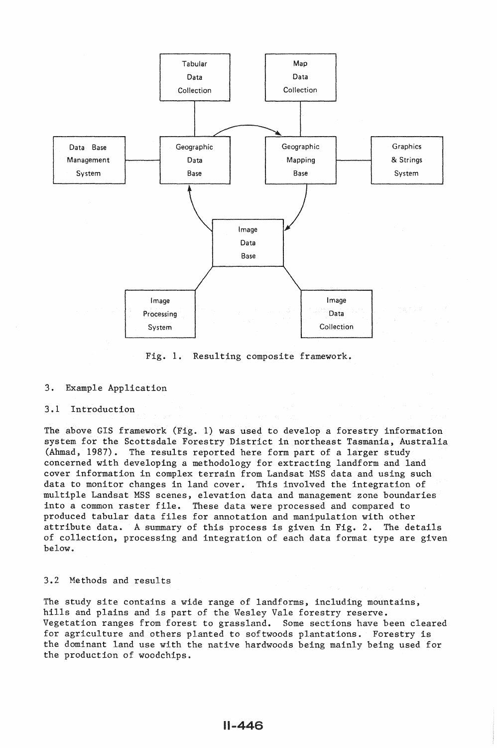Tabular Data Collection

Map Data Collection

Data Base Management System

Geographic Data Base

Geographic Mapping Base

Graphics & Strings System

Image Data Base

Image Processing System

Image Data Collection

Fig. 1. Resulting composite framework.

## 3. Example Application

### 3.1 Introduction

The above GIS framework (Fig. 1) was used to develop a forestry information system for the Scottsdale Forestry District in northeast Tasmania, Australia (Ahmad, 1987). The results reported here form part of a larger study concerned with developing a methodology for extracting landform and land cover information in complex terrain from Landsat MSS data and using such data to monitor changes in land cover. This involved the integration of multiple Landsat MSS scenes, elevation data and management zone boundaries into a common raster file. These data were processed and compared to produced tabular data files for annotation and manipulation with other attribute data. A summary of this process is given in Fig. 2. The details of collection, processing and integration of each data format type are given below.

### 3.2 Methods and results

The study site contains a wide range of landforms, including mountains, hills and plains and is part of the Wesley Vale forestry reserve. Vegetation ranges from forest to grassland. Some sections have been cleared for agriculture and others planted to softwoods plantations. Forestry is the dominant land use with the native hardwoods being mainly being used for the production of woodchips.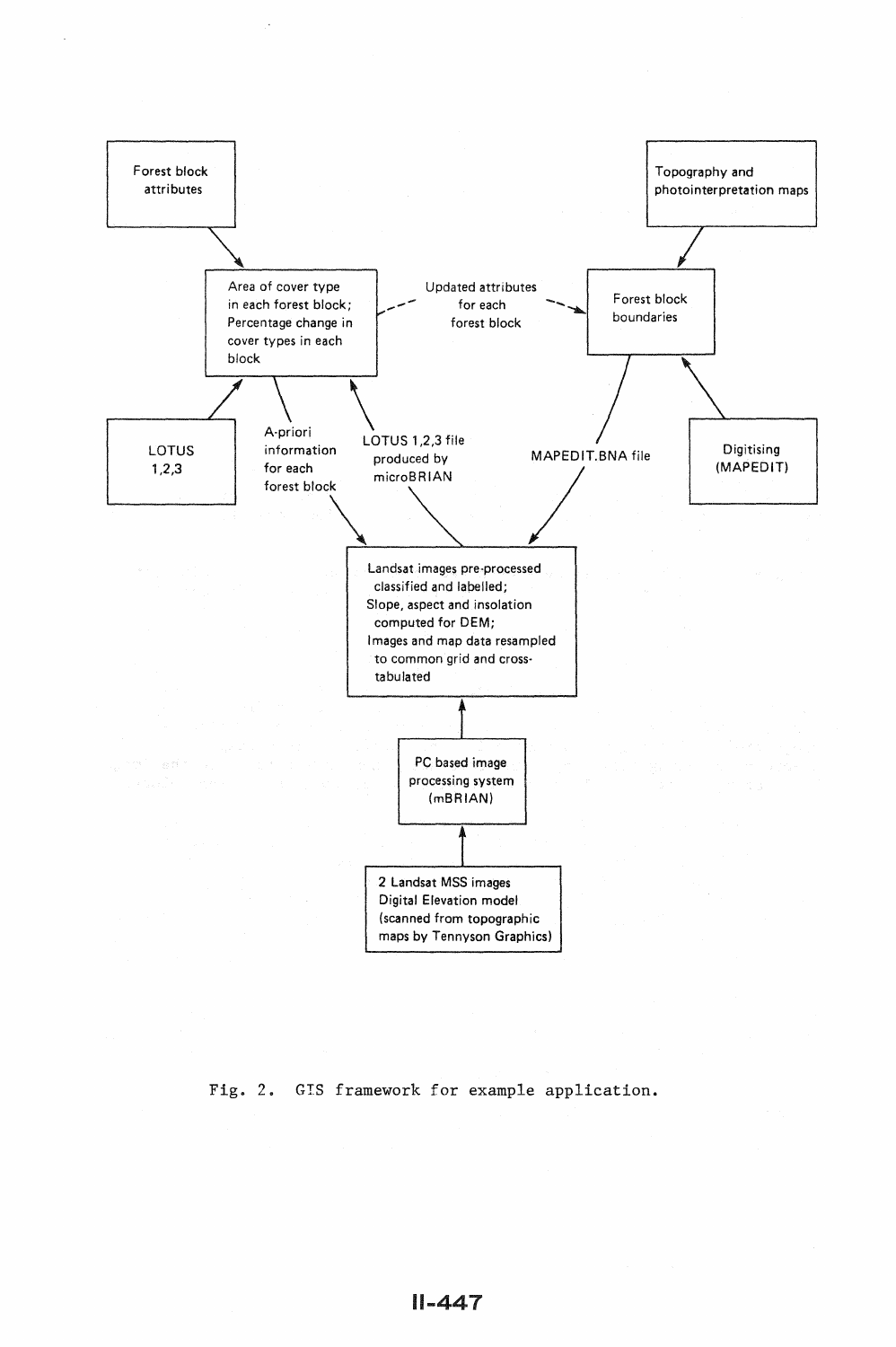Forest block attributes

Area of cover type in each forest block; Percentage change in cover types in each block

Updated attributes for each forest block

Topography and photointerpretation maps

Forest block boundaries

LOTUS 1,2,3

A-priori information for each forest block

LOTUS 1,2,3 file produced by microBRIAN

MAPEDIT.BNA file

Digitising (MAPEDIT)

Landsat images pre-processed classified and labelled;
Slope, aspect and insolation computed for DEM;
Images and map data resampled to common grid and cross-tabulated

PC based image processing system (mBRIAN)

2 Landsat MSS images
Digital Elevation model (scanned from topographic maps by Tennyson Graphics)

Fig. 2. GIS framework for example application.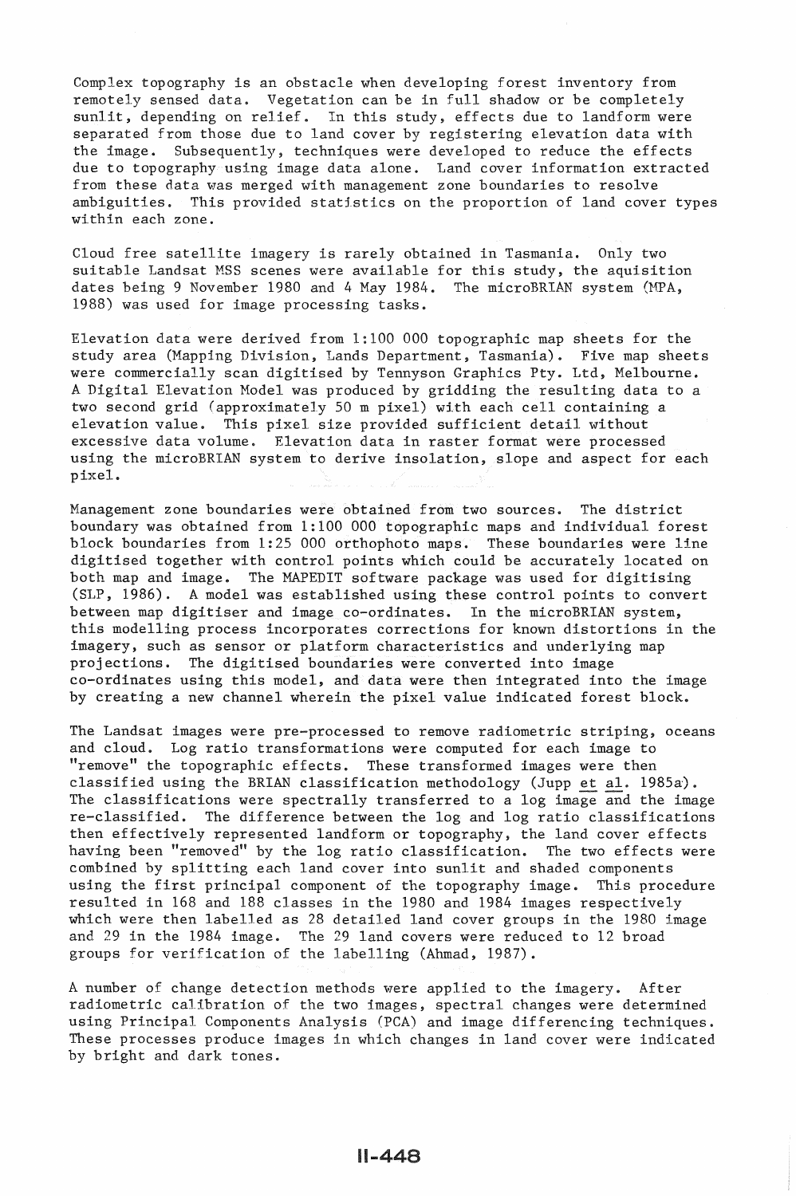Complex topography is an obstacle when developing forest inventory from remotely sensed data. Vegetation can be in full shadow or be completely sunlit, depending on relief. In this study, effects due to landform were separated from those due to land cover by registering elevation data with the image. Subsequently, techniques were developed to reduce the effects due to topography using image data alone. Land cover information extracted from these data was merged with management zone boundaries to resolve ambiguities. This provided statistics on the proportion of land cover types within each zone.

Cloud free satellite imagery is rarely obtained in Tasmania. Only two suitable Landsat MSS scenes were available for this study, the aquisition dates being 9 November 1980 and 4 May 1984. The microBRIAN system (MPA, 1988) was used for image processing tasks.

Elevation data were derived from 1:100 000 topographic map sheets for the study area (Mapping Division, Lands Department, Tasmania). Five map sheets were commercially scan digitised by Tennyson Graphics Pty. Ltd, Melbourne. A Digital Elevation Model was produced by gridding the resulting data to a two second grid (approximately 50 m pixel) with each cell containing a elevation value. This pixel size provided sufficient detail without excessive data volume. Elevation data in raster format were processed using the microBRIAN system to derive insolation, slope and aspect for each pixel.

Management zone boundaries were obtained from two sources. The district boundary was obtained from 1:100 000 topographic maps and individual forest block boundaries from 1:25 000 orthophoto maps. These boundaries were line digitised together with control points which could be accurately located on both map and image. The MAPEDIT software package was used for digitising (SLP, 1986). A model was established using these control points to convert between map digitiser and image co-ordinates. In the microBRIAN system, this modelling process incorporates corrections for known distortions in the imagery, such as sensor or platform characteristics and underlying map projections. The digitised boundaries were converted into image co-ordinates using this model, and data were then integrated into the image by creating a new channel wherein the pixel value indicated forest block.

The Landsat images were pre-processed to remove radiometric striping, oceans and cloud. Log ratio transformations were computed for each image to "remove" the topographic effects. These transformed images were then classified using the BRIAN classification methodology (Jupp et al. 1985a). The classifications were spectrally transferred to a log image and the image re-classified. The difference between the log and log ratio classifications then effectively represented landform or topography, the land cover effects having been "removed" by the log ratio classification. The two effects were combined by splitting each land cover into sunlit and shaded components using the first principal component of the topography image. This procedure resulted in 168 and 188 classes in the 1980 and 1984 images respectively which were then labelled as 28 detailed land cover groups in the 1980 image and 29 in the 1984 image. The 29 land covers were reduced to 12 broad groups for verification of the labelling (Ahmad, 1987).

A number of change detection methods were applied to the imagery. After radiometric calibration of the two images, spectral changes were determined using Principal Components Analysis (PCA) and image differencing techniques. These processes produce images in which changes in land cover were indicated by bright and dark tones.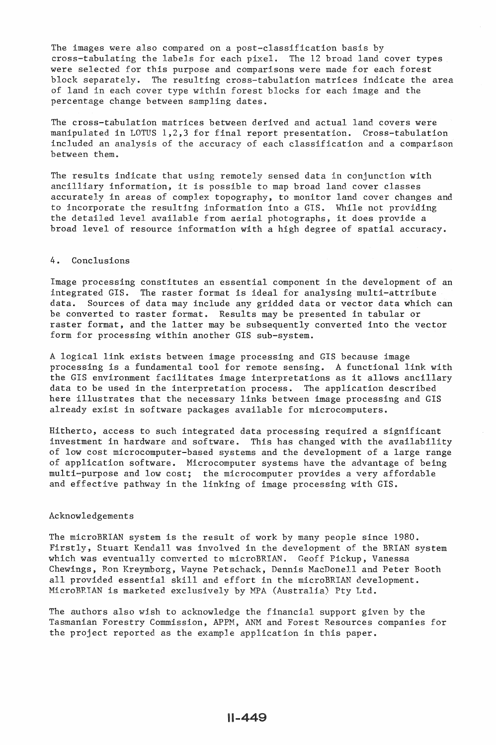The images were also compared on a post-classification basis by cross-tabulating the labels for each pixel. The 12 broad land cover types were selected for this purpose and comparisons were made for each forest block separately. The resulting cross-tabulation matrices indicate the area of land in each cover type within forest blocks for each image and the percentage change between sampling dates.

The cross-tabulation matrices between derived and actual land covers were manipulated in LOTUS 1,2,3 for final report presentation. Cross-tabulation included an analysis of the accuracy of each classification and a comparison between them.

The results indicate that using remotely sensed data in conjunction with ancilliary information, it is possible to map broad land cover classes accurately in areas of complex topography, to monitor land cover changes and to incorporate the resulting information into a GIS. While not providing the detailed level available from aerial photographs, it does provide a broad level of resource information with a high degree of spatial accuracy.

## 4. Conclusions

Image processing constitutes an essential component in the development of an integrated GIS. The raster format is ideal for analysing multi-attribute data. Sources of data may include any gridded data or vector data which can be converted to raster format. Results may be presented in tabular or raster format, and the latter may be subsequently converted into the vector form for processing within another GIS sub-system.

A logical link exists between image processing and GIS because image processing is a fundamental tool for remote sensing. A functional link with the GIS environment facilitates image interpretations as it allows ancillary data to be used in the interpretation process. The application described here illustrates that the necessary links between image processing and GIS already exist in software packages available for microcomputers.

Hitherto, access to such integrated data processing required a significant investment in hardware and software. This has changed with the availability of low cost microcomputer-based systems and the development of a large range of application software. Microcomputer systems have the advantage of being multi-purpose and low cost; the microcomputer provides a very affordable and effective pathway in the linking of image processing with GIS.

## Acknowledgements

The microBRIAN system is the result of work by many people since 1980. Firstly, Stuart Kendall was involved in the development of the BRIAN system which was eventually converted to microBRIAN. Geoff Pickup, Vanessa Chewings, Ron Kreymborg, Wayne Petschack, Dennis MacDonell and Peter Booth all provided essential skill and effort in the microBRIAN development. MicroBRIAN is marketed exclusively by MPA (Australia) Pty Ltd.

The authors also wish to acknowledge the financial support given by the Tasmanian Forestry Commission, APPM, ANM and Forest Resources companies for the project reported as the example application in this paper.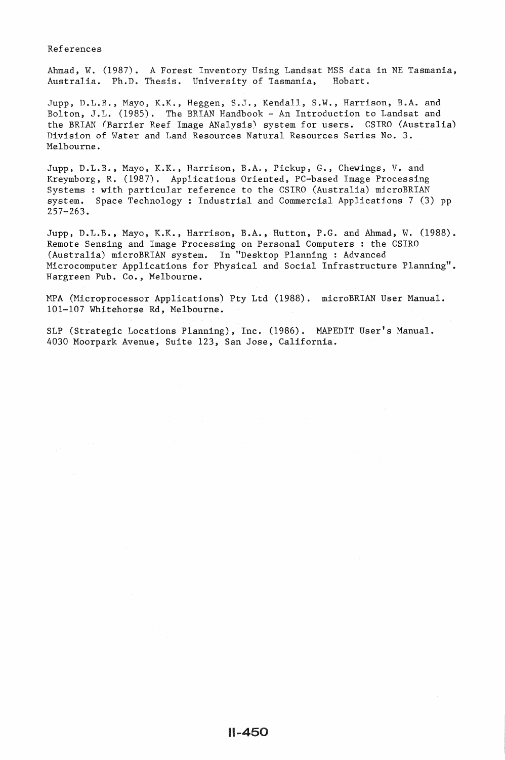## References

Ahmad, W. (1987). A Forest Inventory Using Landsat MSS data in NE Tasmania, Australia. Ph.D. Thesis. University of Tasmania, Hobart.

Jupp, D.L.B., Mayo, K.K., Heggen, S.J., Kendall, S.W., Harrison, B.A. and Bolton, J.L. (1985). The BRIAN Handbook - An Introduction to Landsat and the BRIAN (Barrier Reef Image ANalysis) system for users. CSIRO (Australia) Division of Water and Land Resources Natural Resources Series No. 3. Melbourne.

Jupp, D.L.B., Mayo, K.K., Harrison, B.A., Pickup, G., Chewings, V. and Kreymborg, R. (1987). Applications Oriented, PC-based Image Processing Systems : with particular reference to the CSIRO (Australia) microBRIAN system. Space Technology : Industrial and Commercial Applications 7 (3) pp 257-263.

Jupp, D.L.B., Mayo, K.K., Harrison, B.A., Hutton, P.G. and Ahmad, W. (1988). Remote Sensing and Image Processing on Personal Computers : the CSIRO (Australia) microBRIAN system. In "Desktop Planning : Advanced Microcomputer Applications for Physical and Social Infrastructure Planning". Hargreen Pub. Co., Melbourne.

MPA (Microprocessor Applications) Pty Ltd (1988). microBRIAN User Manual. 101-107 Whitehorse Rd, Melbourne.

SLP (Strategic Locations Planning), Inc. (1986). MAPEDIT User's Manual. 4030 Moorpark Avenue, Suite 123, San Jose, California.